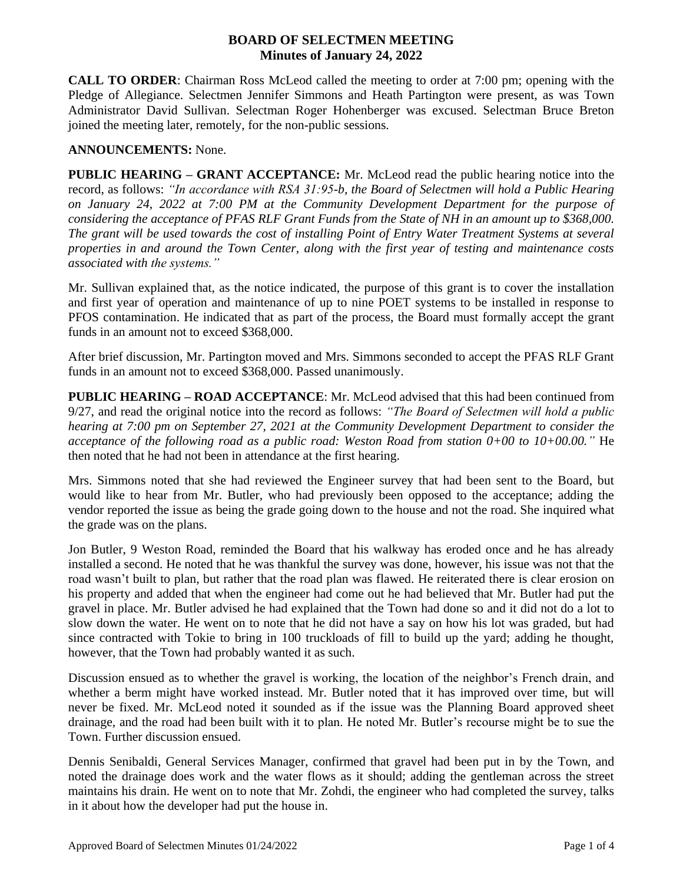# BOARD OF SELECTMEN MEETING
## Minutes of January 24, 2022

**CALL TO ORDER**: Chairman Ross McLeod called the meeting to order at 7:00 pm; opening with the Pledge of Allegiance. Selectmen Jennifer Simmons and Heath Partington were present, as was Town Administrator David Sullivan. Selectman Roger Hohenberger was excused. Selectman Bruce Breton joined the meeting later, remotely, for the non-public sessions.

**ANNOUNCEMENTS:** None.

**PUBLIC HEARING – GRANT ACCEPTANCE:** Mr. McLeod read the public hearing notice into the record, as follows: *"In accordance with RSA 31:95-b, the Board of Selectmen will hold a Public Hearing on January 24, 2022 at 7:00 PM at the Community Development Department for the purpose of considering the acceptance of PFAS RLF Grant Funds from the State of NH in an amount up to $368,000. The grant will be used towards the cost of installing Point of Entry Water Treatment Systems at several properties in and around the Town Center, along with the first year of testing and maintenance costs associated with the systems."*

Mr. Sullivan explained that, as the notice indicated, the purpose of this grant is to cover the installation and first year of operation and maintenance of up to nine POET systems to be installed in response to PFOS contamination. He indicated that as part of the process, the Board must formally accept the grant funds in an amount not to exceed $368,000.

After brief discussion, Mr. Partington moved and Mrs. Simmons seconded to accept the PFAS RLF Grant funds in an amount not to exceed $368,000. Passed unanimously.

**PUBLIC HEARING – ROAD ACCEPTANCE**: Mr. McLeod advised that this had been continued from 9/27, and read the original notice into the record as follows: *"The Board of Selectmen will hold a public hearing at 7:00 pm on September 27, 2021 at the Community Development Department to consider the acceptance of the following road as a public road: Weston Road from station 0+00 to 10+00.00."* He then noted that he had not been in attendance at the first hearing.

Mrs. Simmons noted that she had reviewed the Engineer survey that had been sent to the Board, but would like to hear from Mr. Butler, who had previously been opposed to the acceptance; adding the vendor reported the issue as being the grade going down to the house and not the road. She inquired what the grade was on the plans.

Jon Butler, 9 Weston Road, reminded the Board that his walkway has eroded once and he has already installed a second. He noted that he was thankful the survey was done, however, his issue was not that the road wasn't built to plan, but rather that the road plan was flawed. He reiterated there is clear erosion on his property and added that when the engineer had come out he had believed that Mr. Butler had put the gravel in place. Mr. Butler advised he had explained that the Town had done so and it did not do a lot to slow down the water. He went on to note that he did not have a say on how his lot was graded, but had since contracted with Tokie to bring in 100 truckloads of fill to build up the yard; adding he thought, however, that the Town had probably wanted it as such.

Discussion ensued as to whether the gravel is working, the location of the neighbor's French drain, and whether a berm might have worked instead. Mr. Butler noted that it has improved over time, but will never be fixed. Mr. McLeod noted it sounded as if the issue was the Planning Board approved sheet drainage, and the road had been built with it to plan. He noted Mr. Butler's recourse might be to sue the Town. Further discussion ensued.

Dennis Senibaldi, General Services Manager, confirmed that gravel had been put in by the Town, and noted the drainage does work and the water flows as it should; adding the gentleman across the street maintains his drain. He went on to note that Mr. Zohdi, the engineer who had completed the survey, talks in it about how the developer had put the house in.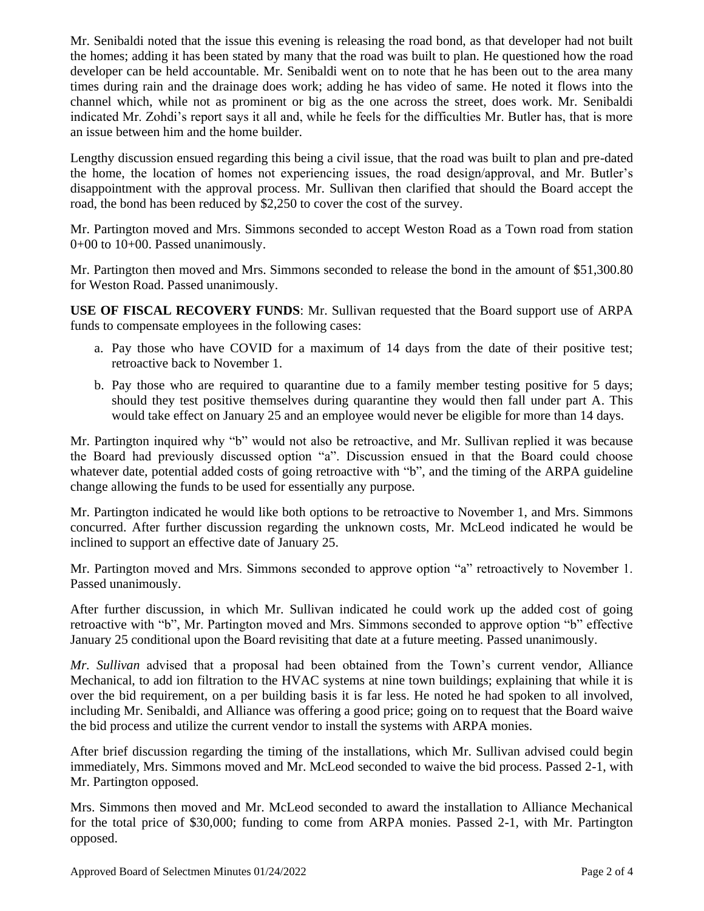Mr. Senibaldi noted that the issue this evening is releasing the road bond, as that developer had not built the homes; adding it has been stated by many that the road was built to plan. He questioned how the road developer can be held accountable. Mr. Senibaldi went on to note that he has been out to the area many times during rain and the drainage does work; adding he has video of same. He noted it flows into the channel which, while not as prominent or big as the one across the street, does work. Mr. Senibaldi indicated Mr. Zohdi's report says it all and, while he feels for the difficulties Mr. Butler has, that is more an issue between him and the home builder.

Lengthy discussion ensued regarding this being a civil issue, that the road was built to plan and pre-dated the home, the location of homes not experiencing issues, the road design/approval, and Mr. Butler's disappointment with the approval process. Mr. Sullivan then clarified that should the Board accept the road, the bond has been reduced by $2,250 to cover the cost of the survey.

Mr. Partington moved and Mrs. Simmons seconded to accept Weston Road as a Town road from station 0+00 to 10+00. Passed unanimously.

Mr. Partington then moved and Mrs. Simmons seconded to release the bond in the amount of $51,300.80 for Weston Road. Passed unanimously.

**USE OF FISCAL RECOVERY FUNDS**: Mr. Sullivan requested that the Board support use of ARPA funds to compensate employees in the following cases:

a. Pay those who have COVID for a maximum of 14 days from the date of their positive test; retroactive back to November 1.
b. Pay those who are required to quarantine due to a family member testing positive for 5 days; should they test positive themselves during quarantine they would then fall under part A. This would take effect on January 25 and an employee would never be eligible for more than 14 days.

Mr. Partington inquired why "b" would not also be retroactive, and Mr. Sullivan replied it was because the Board had previously discussed option "a". Discussion ensued in that the Board could choose whatever date, potential added costs of going retroactive with "b", and the timing of the ARPA guideline change allowing the funds to be used for essentially any purpose.

Mr. Partington indicated he would like both options to be retroactive to November 1, and Mrs. Simmons concurred. After further discussion regarding the unknown costs, Mr. McLeod indicated he would be inclined to support an effective date of January 25.

Mr. Partington moved and Mrs. Simmons seconded to approve option "a" retroactively to November 1. Passed unanimously.

After further discussion, in which Mr. Sullivan indicated he could work up the added cost of going retroactive with "b", Mr. Partington moved and Mrs. Simmons seconded to approve option "b" effective January 25 conditional upon the Board revisiting that date at a future meeting. Passed unanimously.

*Mr. Sullivan* advised that a proposal had been obtained from the Town's current vendor, Alliance Mechanical, to add ion filtration to the HVAC systems at nine town buildings; explaining that while it is over the bid requirement, on a per building basis it is far less. He noted he had spoken to all involved, including Mr. Senibaldi, and Alliance was offering a good price; going on to request that the Board waive the bid process and utilize the current vendor to install the systems with ARPA monies.

After brief discussion regarding the timing of the installations, which Mr. Sullivan advised could begin immediately, Mrs. Simmons moved and Mr. McLeod seconded to waive the bid process. Passed 2-1, with Mr. Partington opposed.

Mrs. Simmons then moved and Mr. McLeod seconded to award the installation to Alliance Mechanical for the total price of $30,000; funding to come from ARPA monies. Passed 2-1, with Mr. Partington opposed.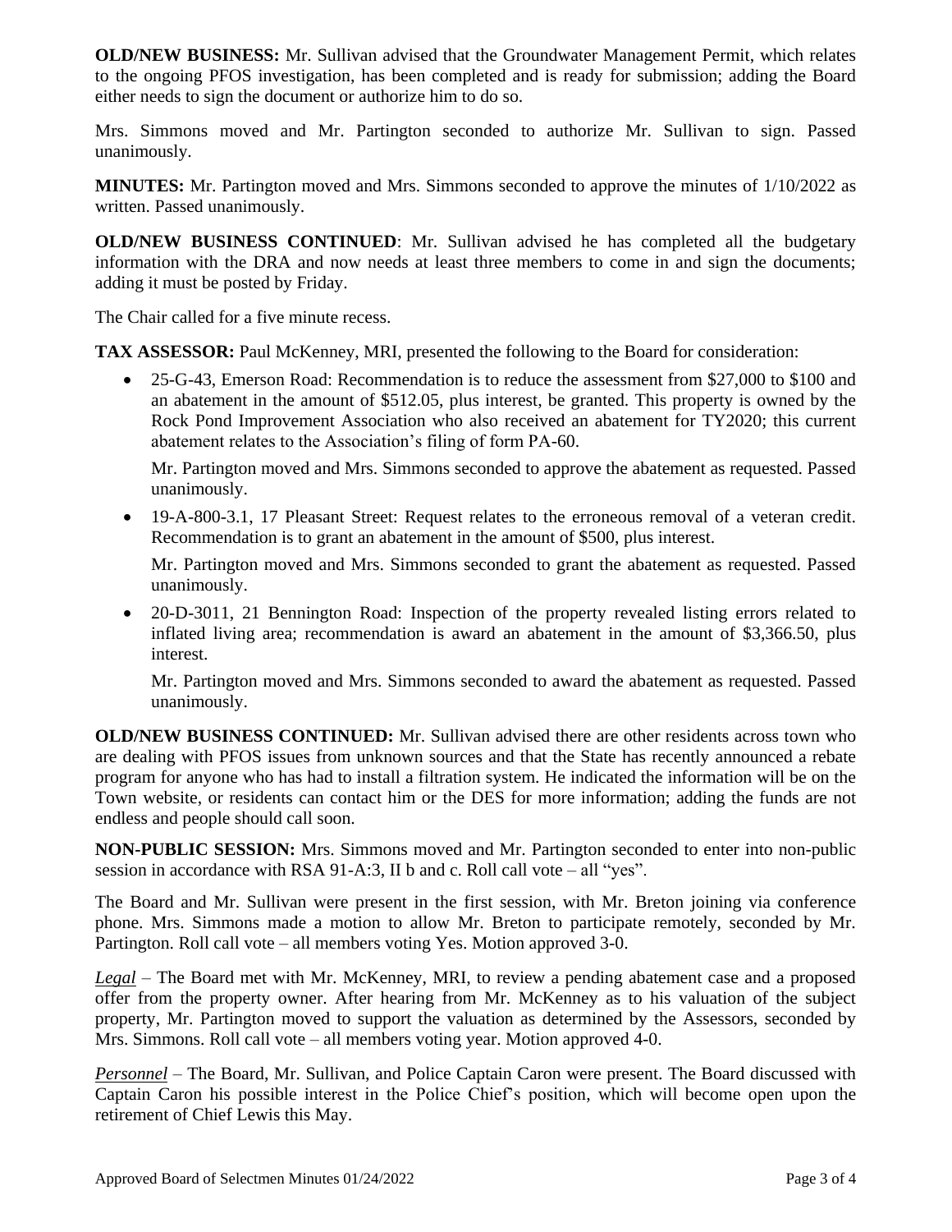**OLD/NEW BUSINESS:** Mr. Sullivan advised that the Groundwater Management Permit, which relates to the ongoing PFOS investigation, has been completed and is ready for submission; adding the Board either needs to sign the document or authorize him to do so.

Mrs. Simmons moved and Mr. Partington seconded to authorize Mr. Sullivan to sign. Passed unanimously.

**MINUTES:** Mr. Partington moved and Mrs. Simmons seconded to approve the minutes of 1/10/2022 as written. Passed unanimously.

**OLD/NEW BUSINESS CONTINUED**: Mr. Sullivan advised he has completed all the budgetary information with the DRA and now needs at least three members to come in and sign the documents; adding it must be posted by Friday.

The Chair called for a five minute recess.

**TAX ASSESSOR:** Paul McKenney, MRI, presented the following to the Board for consideration:

- 25-G-43, Emerson Road: Recommendation is to reduce the assessment from $27,000 to $100 and an abatement in the amount of $512.05, plus interest, be granted. This property is owned by the Rock Pond Improvement Association who also received an abatement for TY2020; this current abatement relates to the Association's filing of form PA-60.

  Mr. Partington moved and Mrs. Simmons seconded to approve the abatement as requested. Passed unanimously.

- 19-A-800-3.1, 17 Pleasant Street: Request relates to the erroneous removal of a veteran credit. Recommendation is to grant an abatement in the amount of $500, plus interest.

  Mr. Partington moved and Mrs. Simmons seconded to grant the abatement as requested. Passed unanimously.

- 20-D-3011, 21 Bennington Road: Inspection of the property revealed listing errors related to inflated living area; recommendation is award an abatement in the amount of $3,366.50, plus interest.

  Mr. Partington moved and Mrs. Simmons seconded to award the abatement as requested. Passed unanimously.

**OLD/NEW BUSINESS CONTINUED:** Mr. Sullivan advised there are other residents across town who are dealing with PFOS issues from unknown sources and that the State has recently announced a rebate program for anyone who has had to install a filtration system. He indicated the information will be on the Town website, or residents can contact him or the DES for more information; adding the funds are not endless and people should call soon.

**NON-PUBLIC SESSION:** Mrs. Simmons moved and Mr. Partington seconded to enter into non-public session in accordance with RSA 91-A:3, II b and c. Roll call vote – all "yes".

The Board and Mr. Sullivan were present in the first session, with Mr. Breton joining via conference phone. Mrs. Simmons made a motion to allow Mr. Breton to participate remotely, seconded by Mr. Partington. Roll call vote – all members voting Yes. Motion approved 3-0.

*Legal* – The Board met with Mr. McKenney, MRI, to review a pending abatement case and a proposed offer from the property owner. After hearing from Mr. McKenney as to his valuation of the subject property, Mr. Partington moved to support the valuation as determined by the Assessors, seconded by Mrs. Simmons. Roll call vote – all members voting year. Motion approved 4-0.

*Personnel* – The Board, Mr. Sullivan, and Police Captain Caron were present. The Board discussed with Captain Caron his possible interest in the Police Chief's position, which will become open upon the retirement of Chief Lewis this May.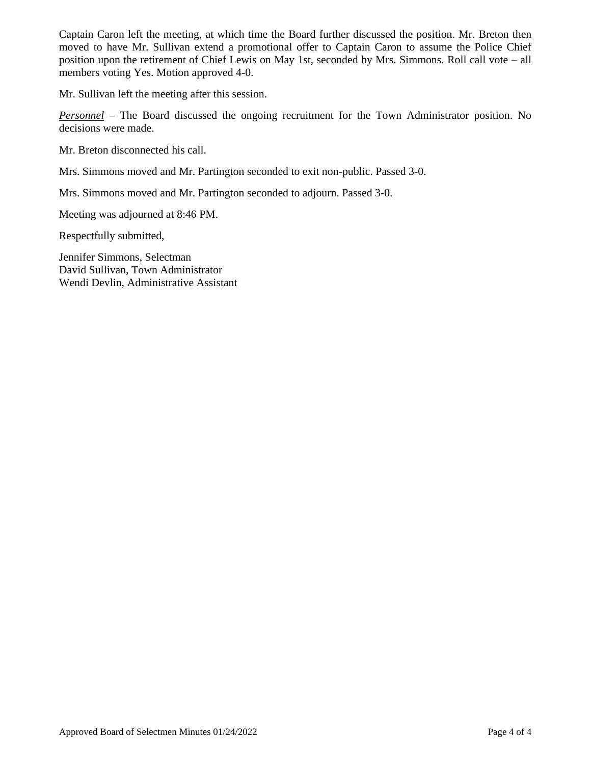Captain Caron left the meeting, at which time the Board further discussed the position. Mr. Breton then moved to have Mr. Sullivan extend a promotional offer to Captain Caron to assume the Police Chief position upon the retirement of Chief Lewis on May 1st, seconded by Mrs. Simmons. Roll call vote – all members voting Yes. Motion approved 4-0.

Mr. Sullivan left the meeting after this session.

*Personnel* – The Board discussed the ongoing recruitment for the Town Administrator position. No decisions were made.

Mr. Breton disconnected his call.

Mrs. Simmons moved and Mr. Partington seconded to exit non-public. Passed 3-0.

Mrs. Simmons moved and Mr. Partington seconded to adjourn. Passed 3-0.

Meeting was adjourned at 8:46 PM.

Respectfully submitted,

Jennifer Simmons, Selectman
David Sullivan, Town Administrator
Wendi Devlin, Administrative Assistant